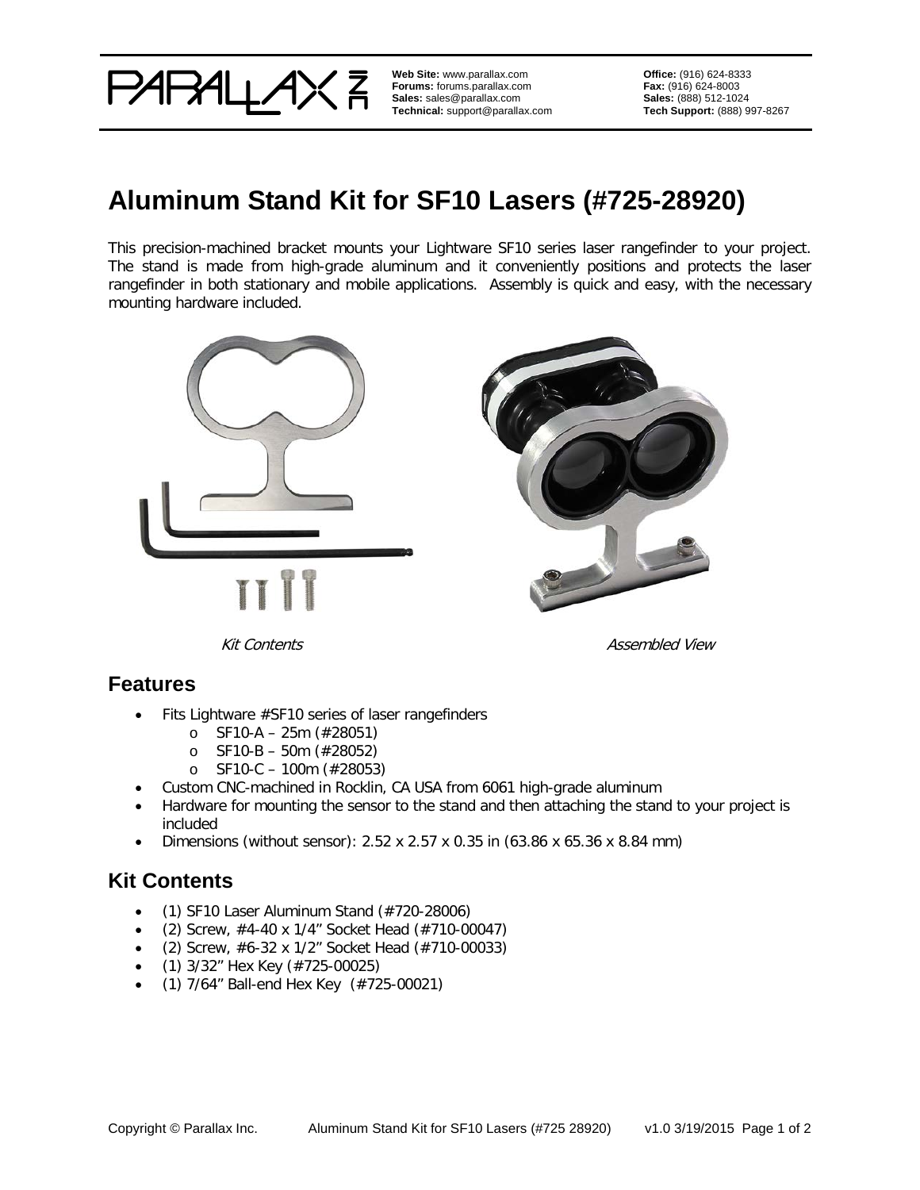# Aluminum Stand Kit for SF10 Lasers (#725-28920)

This precision-machined bracket mounts your Lightware SF10 series laser rangefinder to your project. The stand is made from high-grade aluminum and it conveniently positions and protects the laser rangefinder in both stationary and mobile applications. Assembly is quick and easy, with the necessary mounting hardware included.

*Kit Contents*

*Assembled View*

## Features

- Fits Lightware #SF10 series of laser rangefinders
  - SF10-A – 25m (#28051)
  - SF10-B – 50m (#28052)
  - SF10-C – 100m (#28053)
- Custom CNC-machined in Rocklin, CA USA from 6061 high-grade aluminum
- Hardware for mounting the sensor to the stand and then attaching the stand to your project is included
- Dimensions (without sensor): 2.52 x 2.57 x 0.35 in (63.86 x 65.36 x 8.84 mm)

## Kit Contents

- (1) SF10 Laser Aluminum Stand (#720-28006)
- (2) Screw, #4-40 x 1/4" Socket Head (#710-00047)
- (2) Screw, #6-32 x 1/2" Socket Head (#710-00033)
- (1) 3/32" Hex Key (#725-00025)
- (1) 7/64" Ball-end Hex Key (#725-00021)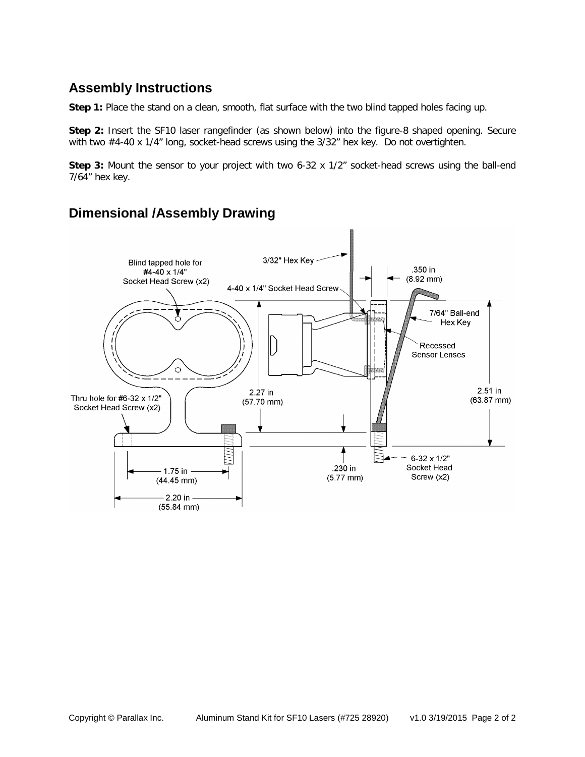## Assembly Instructions

**Step 1:** Place the stand on a clean, smooth, flat surface with the two blind tapped holes facing up.

**Step 2:** Insert the SF10 laser rangefinder (as shown below) into the figure-8 shaped opening. Secure with two #4-40 x 1/4" long, socket-head screws using the 3/32" hex key. Do not overtighten.

**Step 3:** Mount the sensor to your project with two 6-32 x 1/2" socket-head screws using the ball-end 7/64" hex key.

## Dimensional /Assembly Drawing

Blind tapped hole for #4-40 x 1/4" Socket Head Screw (x2)

Thru hole for #6-32 x 1/2" Socket Head Screw (x2)

1.75 in (44.45 mm)

2.20 in (55.84 mm)

3/32" Hex Key

4-40 x 1/4" Socket Head Screw

.350 in (8.92 mm)

7/64" Ball-end Hex Key

Recessed Sensor Lenses

2.27 in (57.70 mm)

2.51 in (63.87 mm)

.230 in (5.77 mm)

6-32 x 1/2" Socket Head Screw (x2)